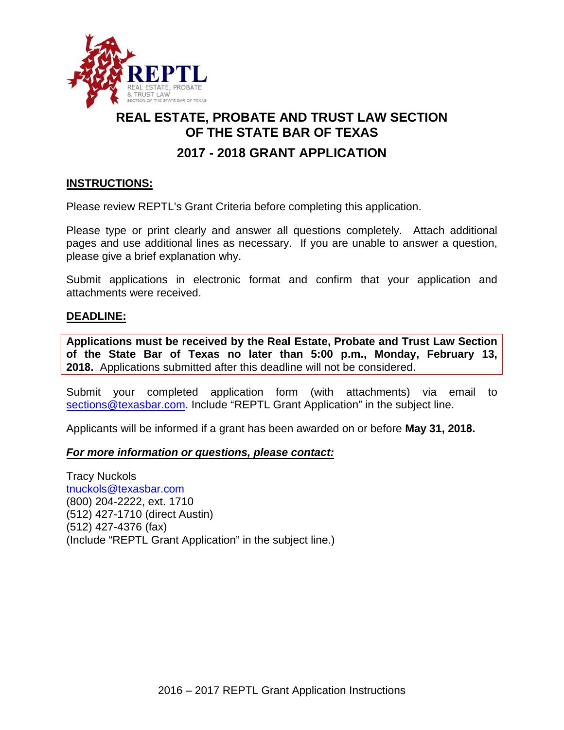REPTL
REAL ESTATE, PROBATE & TRUST LAW
SECTION OF THE STATE BAR OF TEXAS

# REAL ESTATE, PROBATE AND TRUST LAW SECTION OF THE STATE BAR OF TEXAS

## 2017 - 2018 GRANT APPLICATION

**INSTRUCTIONS:**

Please review REPTL's Grant Criteria before completing this application.

Please type or print clearly and answer all questions completely. Attach additional pages and use additional lines as necessary. If you are unable to answer a question, please give a brief explanation why.

Submit applications in electronic format and confirm that your application and attachments were received.

**DEADLINE:**

**Applications must be received by the Real Estate, Probate and Trust Law Section of the State Bar of Texas no later than 5:00 p.m., Monday, February 13, 2018.** Applications submitted after this deadline will not be considered.

Submit your completed application form (with attachments) via email to sections@texasbar.com. Include "REPTL Grant Application" in the subject line.

Applicants will be informed if a grant has been awarded on or before **May 31, 2018.**

***For more information or questions, please contact:***

Tracy Nuckols
tnuckols@texasbar.com
(800) 204-2222, ext. 1710
(512) 427-1710 (direct Austin)
(512) 427-4376 (fax)
(Include "REPTL Grant Application" in the subject line.)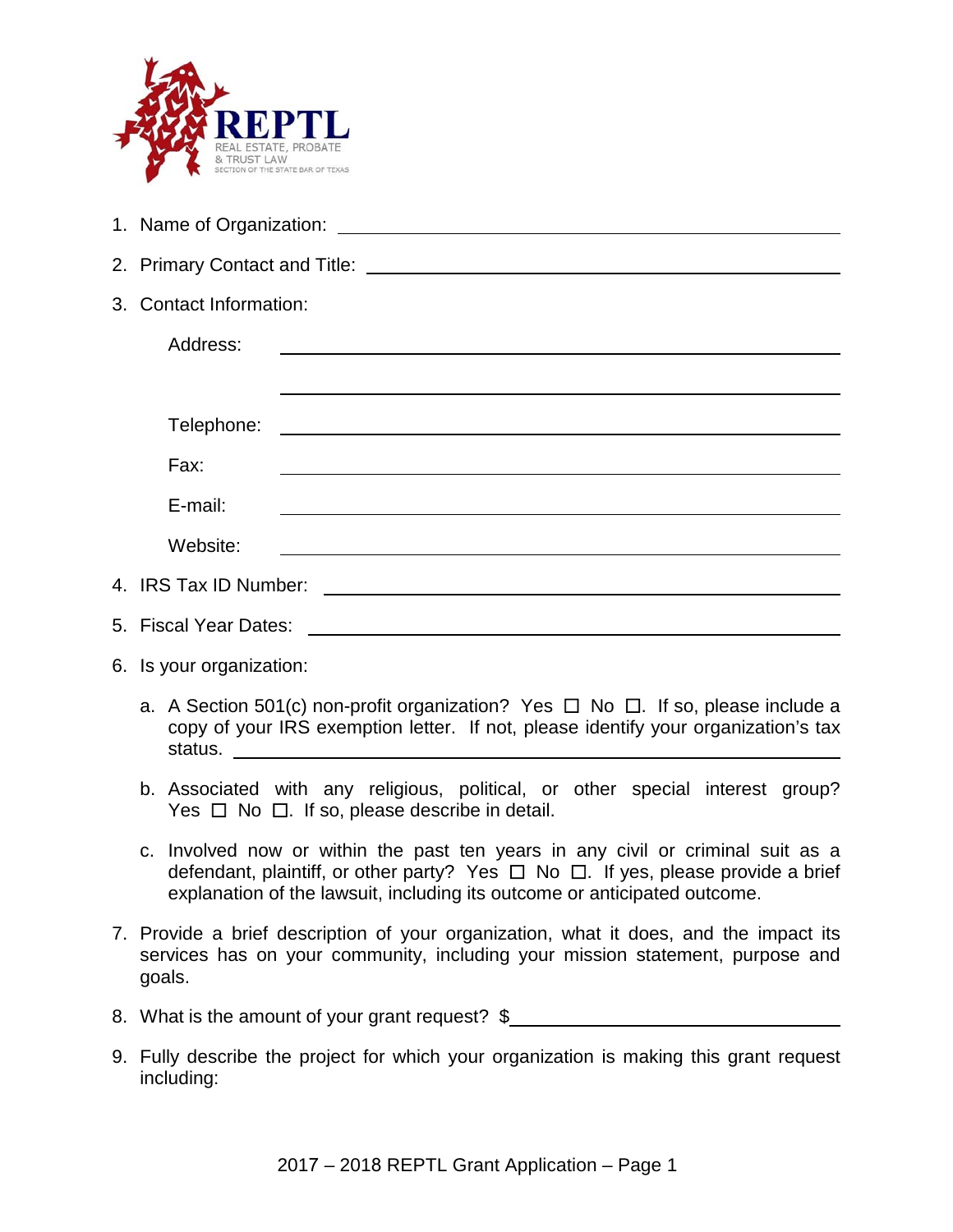1. Name of Organization: ______________________________

2. Primary Contact and Title: ______________________________

3. Contact Information:

   Address: ______________________________

   ______________________________

   Telephone: ______________________________

   Fax: ______________________________

   E-mail: ______________________________

   Website: ______________________________

4. IRS Tax ID Number: ______________________________

5. Fiscal Year Dates: ______________________________

6. Is your organization:

   a. A Section 501(c) non-profit organization? Yes ☐ No ☐. If so, please include a copy of your IRS exemption letter. If not, please identify your organization's tax status. ______________________________

   b. Associated with any religious, political, or other special interest group? Yes ☐ No ☐. If so, please describe in detail.

   c. Involved now or within the past ten years in any civil or criminal suit as a defendant, plaintiff, or other party? Yes ☐ No ☐. If yes, please provide a brief explanation of the lawsuit, including its outcome or anticipated outcome.

7. Provide a brief description of your organization, what it does, and the impact its services has on your community, including your mission statement, purpose and goals.

8. What is the amount of your grant request? $______________________________

9. Fully describe the project for which your organization is making this grant request including: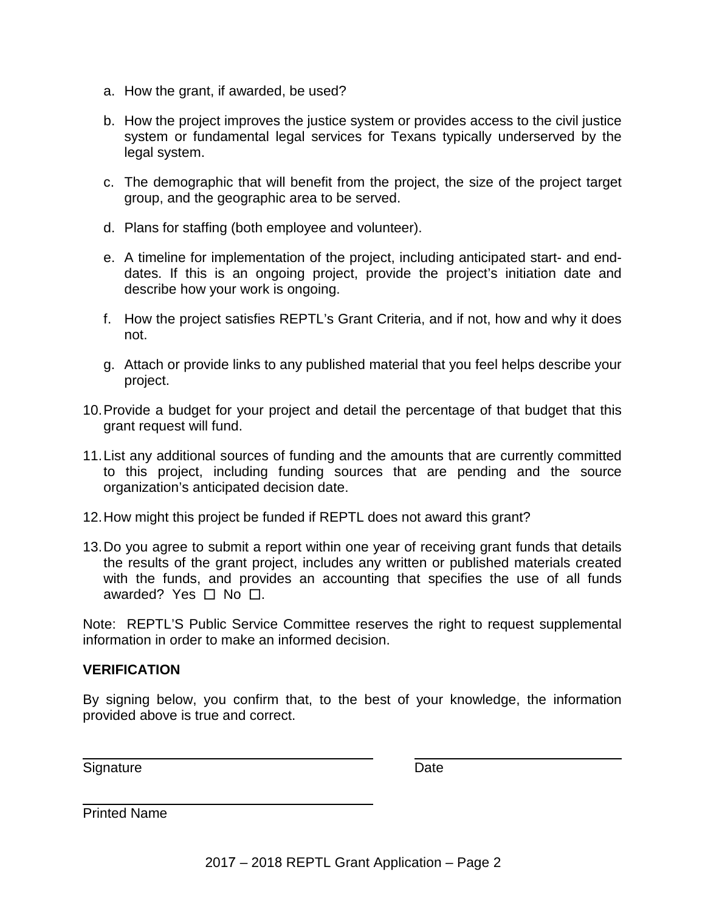a. How the grant, if awarded, be used?

b. How the project improves the justice system or provides access to the civil justice system or fundamental legal services for Texans typically underserved by the legal system.

c. The demographic that will benefit from the project, the size of the project target group, and the geographic area to be served.

d. Plans for staffing (both employee and volunteer).

e. A timeline for implementation of the project, including anticipated start- and end-dates. If this is an ongoing project, provide the project's initiation date and describe how your work is ongoing.

f. How the project satisfies REPTL's Grant Criteria, and if not, how and why it does not.

g. Attach or provide links to any published material that you feel helps describe your project.

10. Provide a budget for your project and detail the percentage of that budget that this grant request will fund.

11. List any additional sources of funding and the amounts that are currently committed to this project, including funding sources that are pending and the source organization's anticipated decision date.

12. How might this project be funded if REPTL does not award this grant?

13. Do you agree to submit a report within one year of receiving grant funds that details the results of the grant project, includes any written or published materials created with the funds, and provides an accounting that specifies the use of all funds awarded? Yes ☐ No ☐.

Note: REPTL'S Public Service Committee reserves the right to request supplemental information in order to make an informed decision.

**VERIFICATION**

By signing below, you confirm that, to the best of your knowledge, the information provided above is true and correct.

Signature ______________________ Date ______________________

Printed Name ______________________